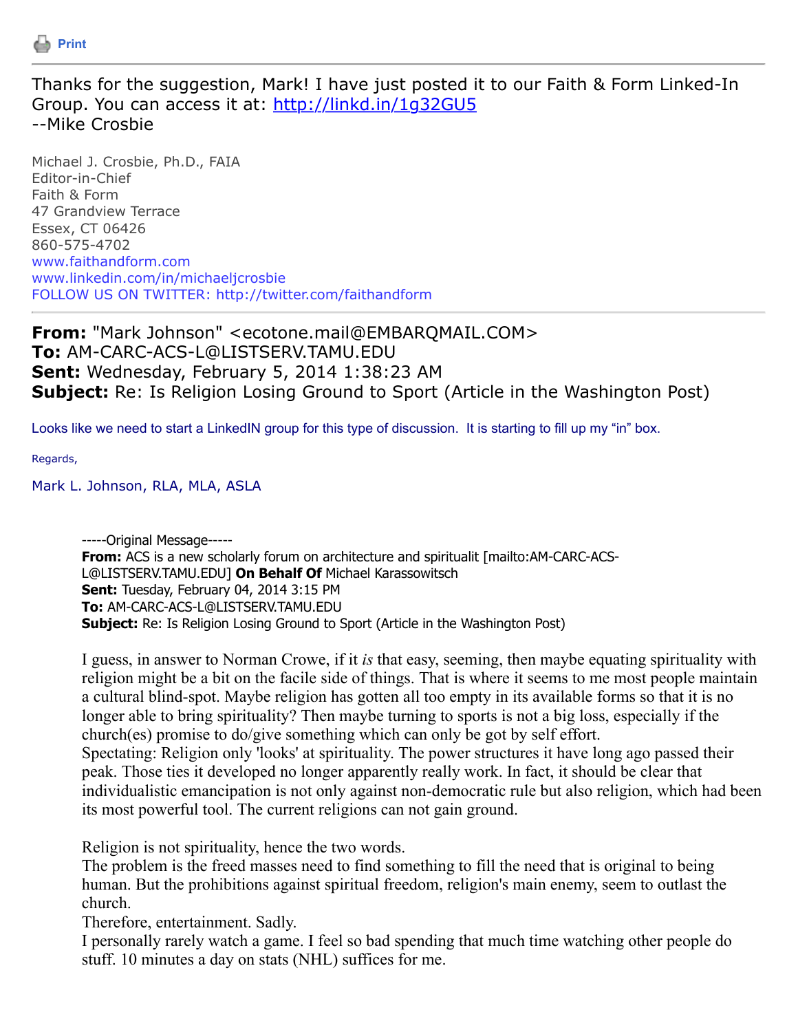Print

---

Thanks for the suggestion, Mark! I have just posted it to our Faith & Form Linked-In Group. You can access it at: http://linkd.in/1g32GU5
--Mike Crosbie

Michael J. Crosbie, Ph.D., FAIA
Editor-in-Chief
Faith & Form
47 Grandview Terrace
Essex, CT 06426
860-575-4702
www.faithandform.com
www.linkedin.com/in/michaeljcrosbie
FOLLOW US ON TWITTER: http://twitter.com/faithandform

---

**From:** "Mark Johnson" <ecotone.mail@EMBARQMAIL.COM>
**To:** AM-CARC-ACS-L@LISTSERV.TAMU.EDU
**Sent:** Wednesday, February 5, 2014 1:38:23 AM
**Subject:** Re: Is Religion Losing Ground to Sport (Article in the Washington Post)

Looks like we need to start a LinkedIN group for this type of discussion. It is starting to fill up my "in" box.

Regards,

Mark L. Johnson, RLA, MLA, ASLA

> -----Original Message-----
> **From:** ACS is a new scholarly forum on architecture and spiritualit [mailto:AM-CARC-ACS-L@LISTSERV.TAMU.EDU] **On Behalf Of** Michael Karassowitsch
> **Sent:** Tuesday, February 04, 2014 3:15 PM
> **To:** AM-CARC-ACS-L@LISTSERV.TAMU.EDU
> **Subject:** Re: Is Religion Losing Ground to Sport (Article in the Washington Post)
>
> I guess, in answer to Norman Crowe, if it *is* that easy, seeming, then maybe equating spirituality with religion might be a bit on the facile side of things. That is where it seems to me most people maintain a cultural blind-spot. Maybe religion has gotten all too empty in its available forms so that it is no longer able to bring spirituality? Then maybe turning to sports is not a big loss, especially if the church(es) promise to do/give something which can only be got by self effort.
> Spectating: Religion only 'looks' at spirituality. The power structures it have long ago passed their peak. Those ties it developed no longer apparently really work. In fact, it should be clear that individualistic emancipation is not only against non-democratic rule but also religion, which had been its most powerful tool. The current religions can not gain ground.
>
> Religion is not spirituality, hence the two words.
> The problem is the freed masses need to find something to fill the need that is original to being human. But the prohibitions against spiritual freedom, religion's main enemy, seem to outlast the church.
> Therefore, entertainment. Sadly.
> I personally rarely watch a game. I feel so bad spending that much time watching other people do stuff. 10 minutes a day on stats (NHL) suffices for me.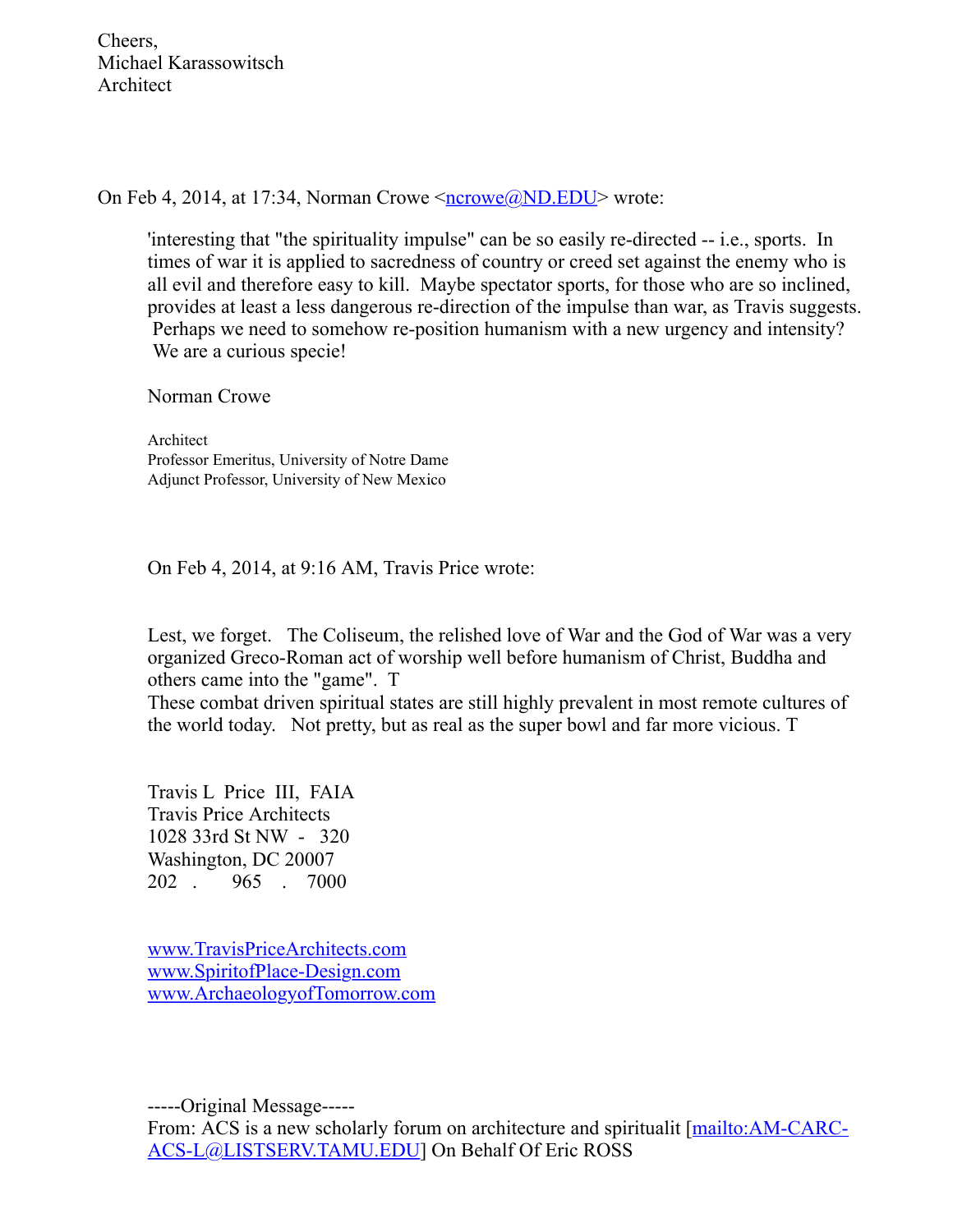Cheers,
Michael Karassowitsch
Architect

On Feb 4, 2014, at 17:34, Norman Crowe <[ncrowe@ND.EDU](mailto:ncrowe@ND.EDU)> wrote:

> 'interesting that "the spirituality impulse" can be so easily re-directed -- i.e., sports. In times of war it is applied to sacredness of country or creed set against the enemy who is all evil and therefore easy to kill. Maybe spectator sports, for those who are so inclined, provides at least a less dangerous re-direction of the impulse than war, as Travis suggests. Perhaps we need to somehow re-position humanism with a new urgency and intensity? We are a curious specie!
>
> Norman Crowe
>
> Architect
> Professor Emeritus, University of Notre Dame
> Adjunct Professor, University of New Mexico
>
> On Feb 4, 2014, at 9:16 AM, Travis Price wrote:
>
> Lest, we forget. The Coliseum, the relished love of War and the God of War was a very organized Greco-Roman act of worship well before humanism of Christ, Buddha and others came into the "game". T
> These combat driven spiritual states are still highly prevalent in most remote cultures of the world today. Not pretty, but as real as the super bowl and far more vicious. T
>
> Travis L Price III, FAIA
> Travis Price Architects
> 1028 33rd St NW - 320
> Washington, DC 20007
> 202 . 965 . 7000
>
> [www.TravisPriceArchitects.com](http://www.TravisPriceArchitects.com)
> [www.SpiritofPlace-Design.com](http://www.SpiritofPlace-Design.com)
> [www.ArchaeologyofTomorrow.com](http://www.ArchaeologyofTomorrow.com)
>
> -----Original Message-----
> From: ACS is a new scholarly forum on architecture and spiritualit [[mailto:AM-CARC-ACS-L@LISTSERV.TAMU.EDU](mailto:AM-CARC-ACS-L@LISTSERV.TAMU.EDU)] On Behalf Of Eric ROSS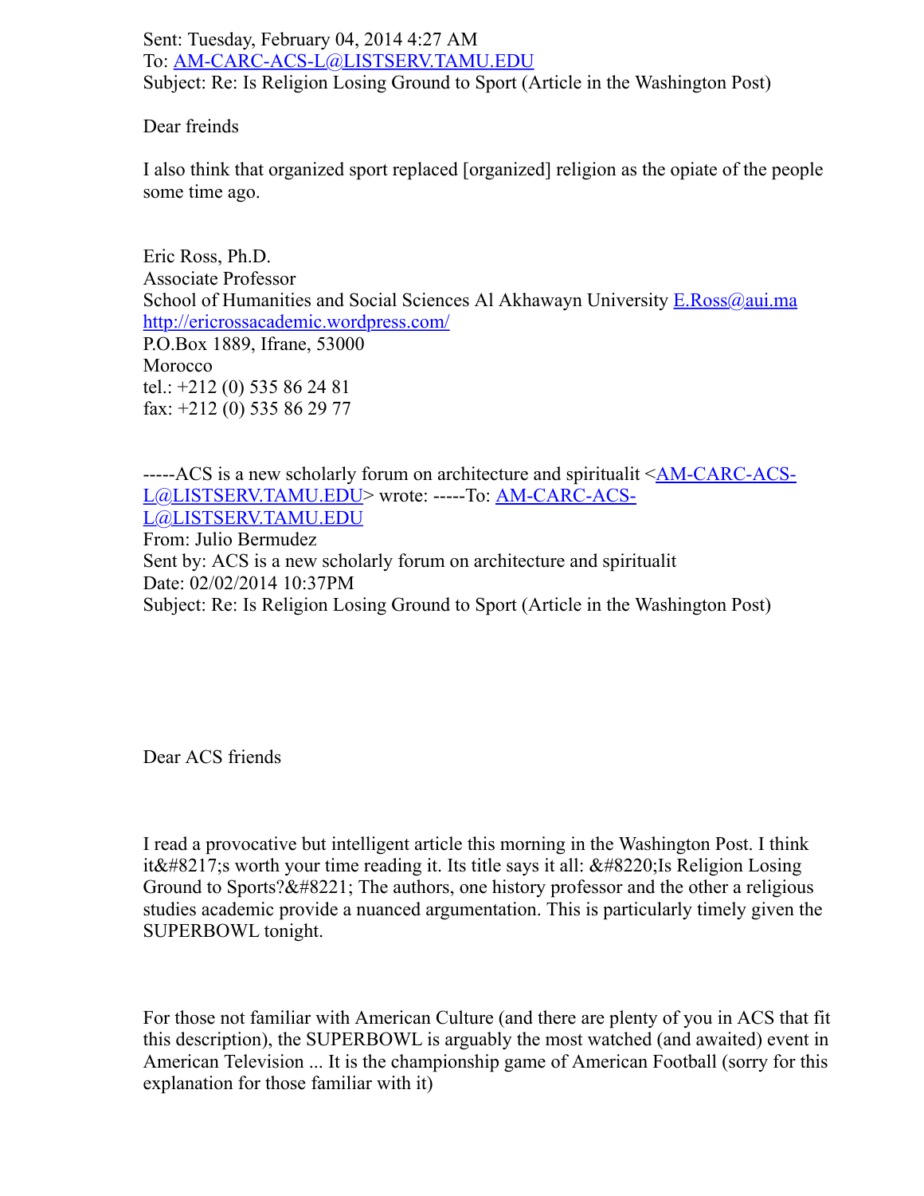Sent: Tuesday, February 04, 2014 4:27 AM
To: AM-CARC-ACS-L@LISTSERV.TAMU.EDU
Subject: Re: Is Religion Losing Ground to Sport (Article in the Washington Post)

Dear freinds

I also think that organized sport replaced [organized] religion as the opiate of the people some time ago.

Eric Ross, Ph.D.
Associate Professor
School of Humanities and Social Sciences Al Akhawayn University E.Ross@aui.ma
http://ericrossacademic.wordpress.com/
P.O.Box 1889, Ifrane, 53000
Morocco
tel.: +212 (0) 535 86 24 81
fax: +212 (0) 535 86 29 77

-----ACS is a new scholarly forum on architecture and spiritualit <AM-CARC-ACS-L@LISTSERV.TAMU.EDU> wrote: -----To: AM-CARC-ACS-L@LISTSERV.TAMU.EDU
From: Julio Bermudez
Sent by: ACS is a new scholarly forum on architecture and spiritualit
Date: 02/02/2014 10:37PM
Subject: Re: Is Religion Losing Ground to Sport (Article in the Washington Post)

Dear ACS friends

I read a provocative but intelligent article this morning in the Washington Post. I think it&#8217;s worth your time reading it. Its title says it all: &#8220;Is Religion Losing Ground to Sports?&#8221; The authors, one history professor and the other a religious studies academic provide a nuanced argumentation. This is particularly timely given the SUPERBOWL tonight.

For those not familiar with American Culture (and there are plenty of you in ACS that fit this description), the SUPERBOWL is arguably the most watched (and awaited) event in American Television ... It is the championship game of American Football (sorry for this explanation for those familiar with it)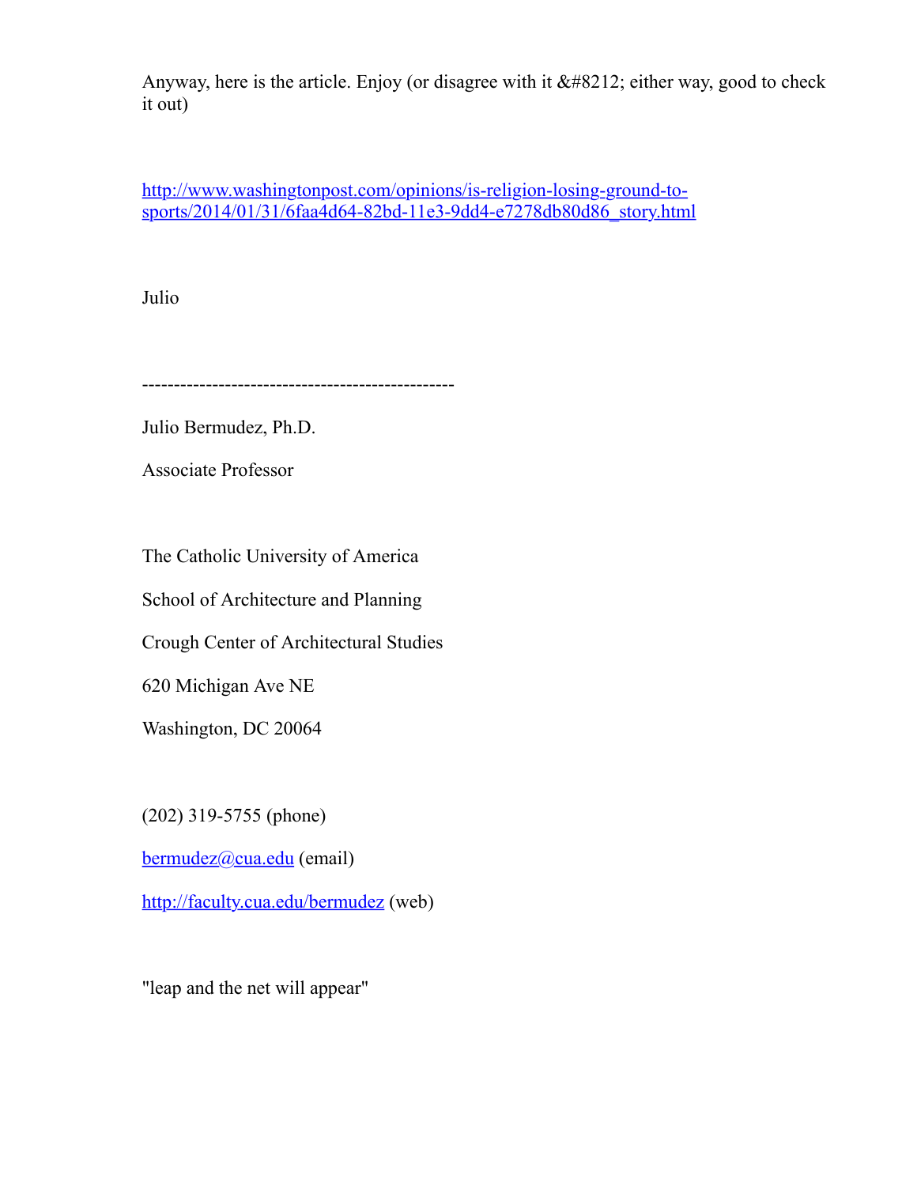Anyway, here is the article. Enjoy (or disagree with it &#8212; either way, good to check it out)

http://www.washingtonpost.com/opinions/is-religion-losing-ground-to-sports/2014/01/31/6faa4d64-82bd-11e3-9dd4-e7278db80d86_story.html

Julio

------------------------------------------------

Julio Bermudez, Ph.D.

Associate Professor

The Catholic University of America

School of Architecture and Planning

Crough Center of Architectural Studies

620 Michigan Ave NE

Washington, DC 20064

(202) 319-5755 (phone)

bermudez@cua.edu (email)

http://faculty.cua.edu/bermudez (web)

"leap and the net will appear"